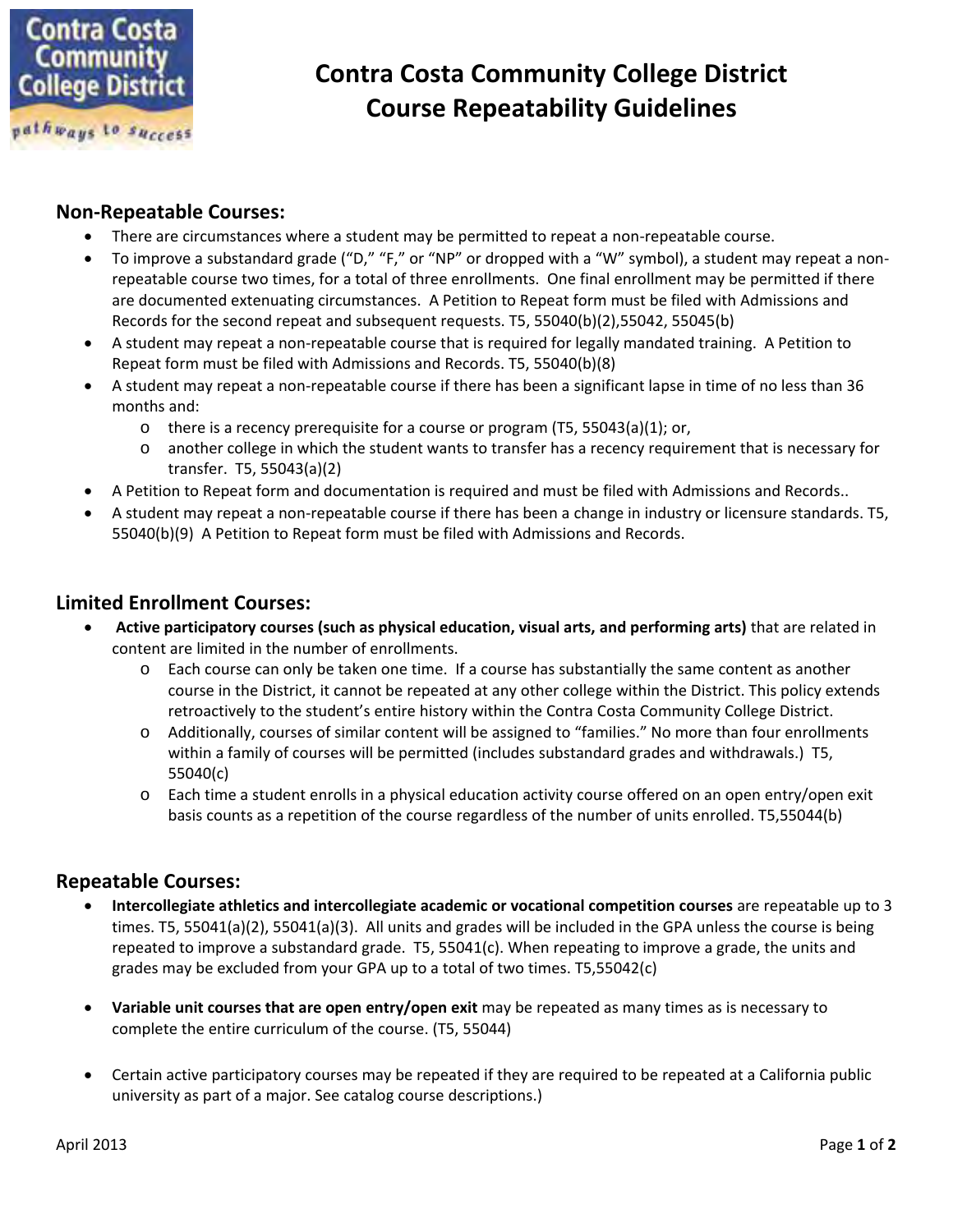# Contra Costa Community College District
# Course Repeatability Guidelines

## Non-Repeatable Courses:

- There are circumstances where a student may be permitted to repeat a non-repeatable course.
- To improve a substandard grade ("D," "F," or "NP" or dropped with a "W" symbol), a student may repeat a non-repeatable course two times, for a total of three enrollments. One final enrollment may be permitted if there are documented extenuating circumstances. A Petition to Repeat form must be filed with Admissions and Records for the second repeat and subsequent requests. T5, 55040(b)(2),55042, 55045(b)
- A student may repeat a non-repeatable course that is required for legally mandated training. A Petition to Repeat form must be filed with Admissions and Records. T5, 55040(b)(8)
- A student may repeat a non-repeatable course if there has been a significant lapse in time of no less than 36 months and:
  - there is a recency prerequisite for a course or program (T5, 55043(a)(1); or,
  - another college in which the student wants to transfer has a recency requirement that is necessary for transfer. T5, 55043(a)(2)
- A Petition to Repeat form and documentation is required and must be filed with Admissions and Records..
- A student may repeat a non-repeatable course if there has been a change in industry or licensure standards. T5, 55040(b)(9) A Petition to Repeat form must be filed with Admissions and Records.

## Limited Enrollment Courses:

- **Active participatory courses (such as physical education, visual arts, and performing arts)** that are related in content are limited in the number of enrollments.
  - Each course can only be taken one time. If a course has substantially the same content as another course in the District, it cannot be repeated at any other college within the District. This policy extends retroactively to the student's entire history within the Contra Costa Community College District.
  - Additionally, courses of similar content will be assigned to "families." No more than four enrollments within a family of courses will be permitted (includes substandard grades and withdrawals.) T5, 55040(c)
  - Each time a student enrolls in a physical education activity course offered on an open entry/open exit basis counts as a repetition of the course regardless of the number of units enrolled. T5,55044(b)

## Repeatable Courses:

- **Intercollegiate athletics and intercollegiate academic or vocational competition courses** are repeatable up to 3 times. T5, 55041(a)(2), 55041(a)(3). All units and grades will be included in the GPA unless the course is being repeated to improve a substandard grade. T5, 55041(c). When repeating to improve a grade, the units and grades may be excluded from your GPA up to a total of two times. T5,55042(c)

- **Variable unit courses that are open entry/open exit** may be repeated as many times as is necessary to complete the entire curriculum of the course. (T5, 55044)

- Certain active participatory courses may be repeated if they are required to be repeated at a California public university as part of a major. See catalog course descriptions.)

April 2013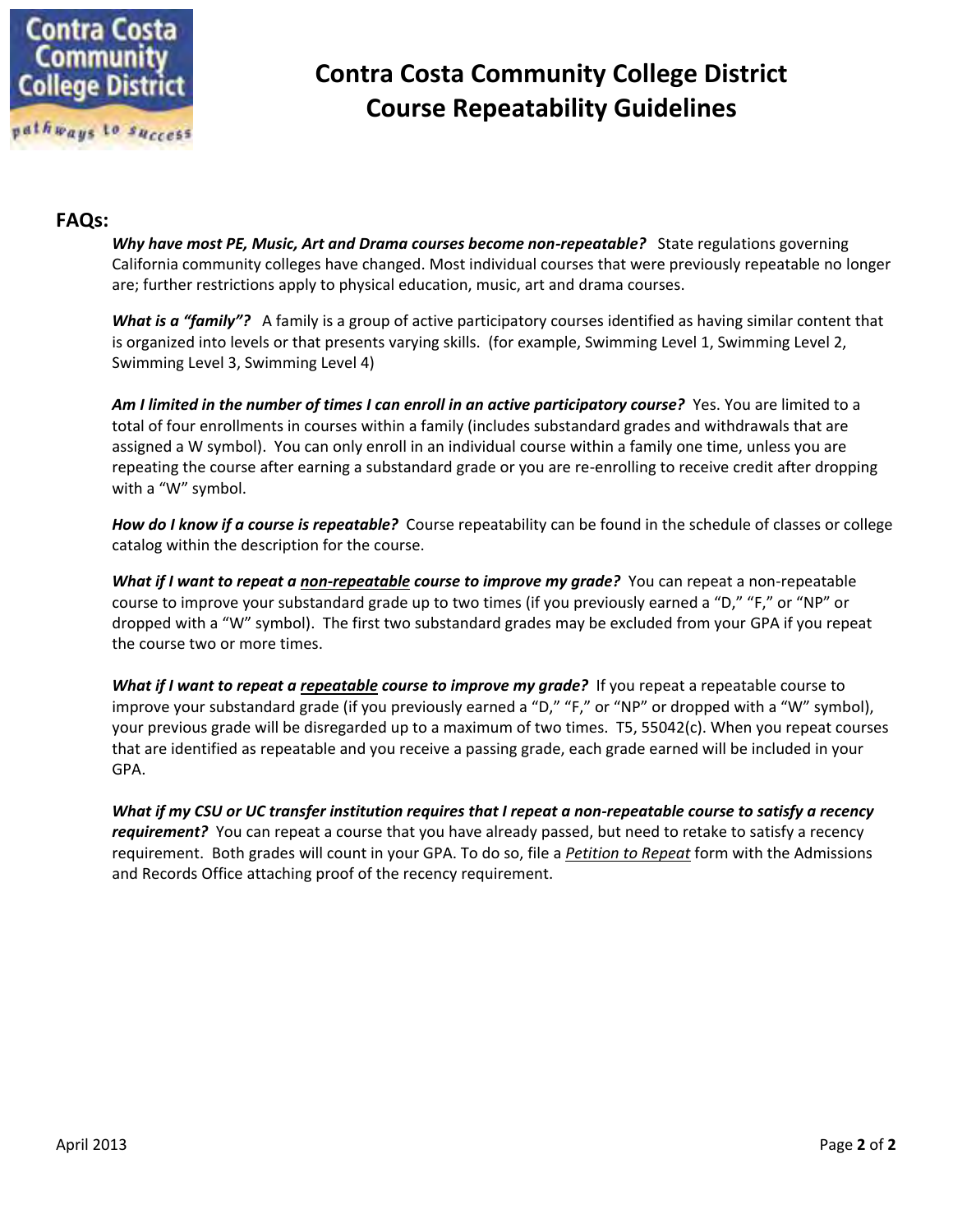# Contra Costa Community College District
# Course Repeatability Guidelines

## FAQs:

***Why have most PE, Music, Art and Drama courses become non-repeatable?*** State regulations governing California community colleges have changed. Most individual courses that were previously repeatable no longer are; further restrictions apply to physical education, music, art and drama courses.

***What is a "family"?*** A family is a group of active participatory courses identified as having similar content that is organized into levels or that presents varying skills. (for example, Swimming Level 1, Swimming Level 2, Swimming Level 3, Swimming Level 4)

***Am I limited in the number of times I can enroll in an active participatory course?*** Yes. You are limited to a total of four enrollments in courses within a family (includes substandard grades and withdrawals that are assigned a W symbol). You can only enroll in an individual course within a family one time, unless you are repeating the course after earning a substandard grade or you are re-enrolling to receive credit after dropping with a "W" symbol.

***How do I know if a course is repeatable?*** Course repeatability can be found in the schedule of classes or college catalog within the description for the course.

***What if I want to repeat a <u>non-repeatable</u> course to improve my grade?*** You can repeat a non-repeatable course to improve your substandard grade up to two times (if you previously earned a "D," "F," or "NP" or dropped with a "W" symbol). The first two substandard grades may be excluded from your GPA if you repeat the course two or more times.

***What if I want to repeat a <u>repeatable</u> course to improve my grade?*** If you repeat a repeatable course to improve your substandard grade (if you previously earned a "D," "F," or "NP" or dropped with a "W" symbol), your previous grade will be disregarded up to a maximum of two times. T5, 55042(c). When you repeat courses that are identified as repeatable and you receive a passing grade, each grade earned will be included in your GPA.

***What if my CSU or UC transfer institution requires that I repeat a non-repeatable course to satisfy a recency requirement?*** You can repeat a course that you have already passed, but need to retake to satisfy a recency requirement. Both grades will count in your GPA. To do so, file a <u>*Petition to Repeat*</u> form with the Admissions and Records Office attaching proof of the recency requirement.

April 2013